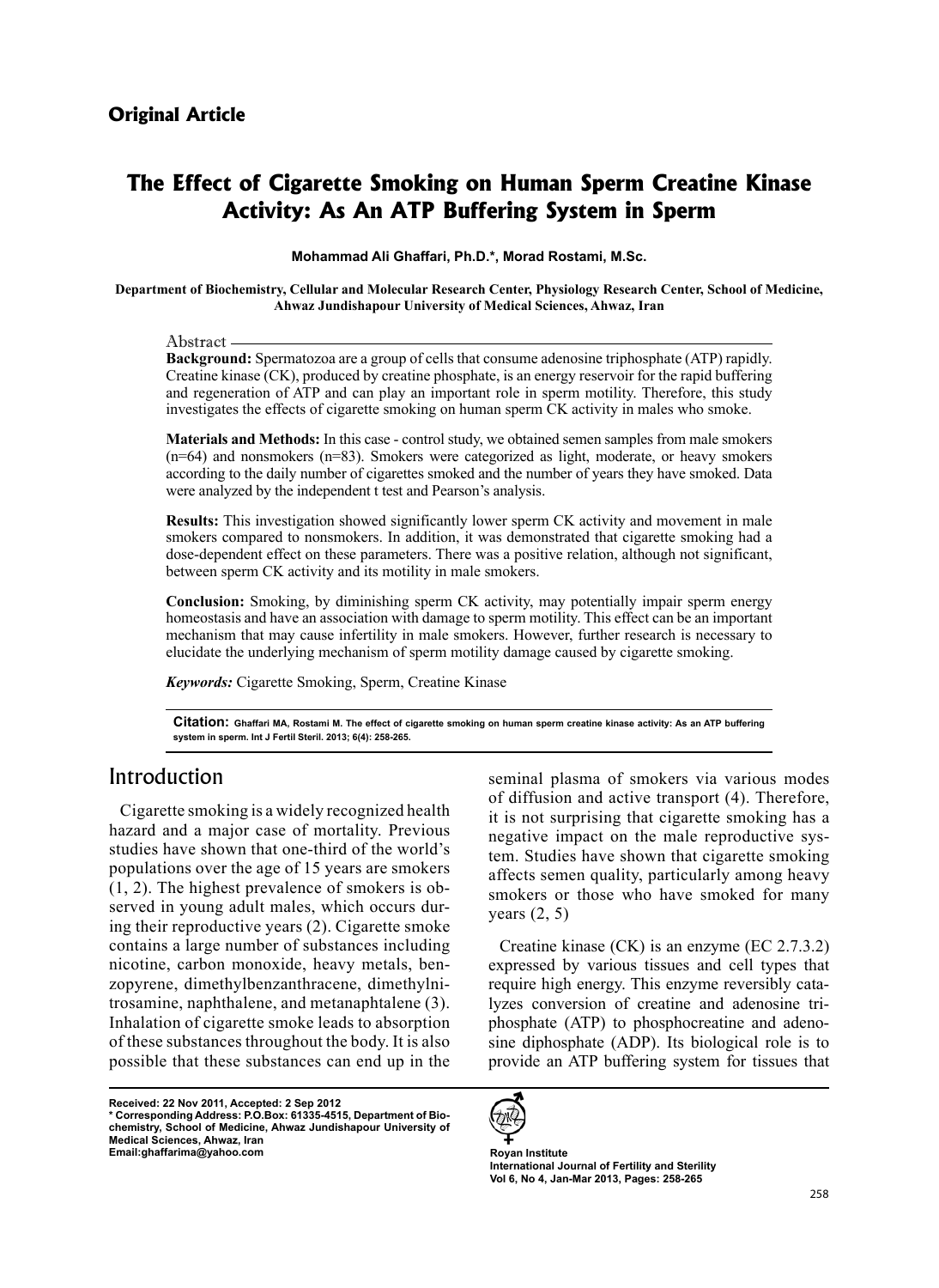**Original Article**

# The Effect of Cigarette Smoking on Human Sperm Creatine Kinase Activity: As An ATP Buffering System in Sperm

**Mohammad Ali Ghaffari, Ph.D.*, Morad Rostami, M.Sc.**

**Department of Biochemistry, Cellular and Molecular Research Center, Physiology Research Center, School of Medicine, Ahwaz Jundishapour University of Medical Sciences, Ahwaz, Iran**

## Abstract

**Background:** Spermatozoa are a group of cells that consume adenosine triphosphate (ATP) rapidly. Creatine kinase (CK), produced by creatine phosphate, is an energy reservoir for the rapid buffering and regeneration of ATP and can play an important role in sperm motility. Therefore, this study investigates the effects of cigarette smoking on human sperm CK activity in males who smoke.

**Materials and Methods:** In this case - control study, we obtained semen samples from male smokers (n=64) and nonsmokers (n=83). Smokers were categorized as light, moderate, or heavy smokers according to the daily number of cigarettes smoked and the number of years they have smoked. Data were analyzed by the independent t test and Pearson's analysis.

**Results:** This investigation showed significantly lower sperm CK activity and movement in male smokers compared to nonsmokers. In addition, it was demonstrated that cigarette smoking had a dose-dependent effect on these parameters. There was a positive relation, although not significant, between sperm CK activity and its motility in male smokers.

**Conclusion:** Smoking, by diminishing sperm CK activity, may potentially impair sperm energy homeostasis and have an association with damage to sperm motility. This effect can be an important mechanism that may cause infertility in male smokers. However, further research is necessary to elucidate the underlying mechanism of sperm motility damage caused by cigarette smoking.

***Keywords:*** Cigarette Smoking, Sperm, Creatine Kinase

**Citation:** Ghaffari MA, Rostami M. The effect of cigarette smoking on human sperm creatine kinase activity: As an ATP buffering system in sperm. Int J Fertil Steril. 2013; 6(4): 258-265.

## Introduction

Cigarette smoking is a widely recognized health hazard and a major case of mortality. Previous studies have shown that one-third of the world's populations over the age of 15 years are smokers (1, 2). The highest prevalence of smokers is observed in young adult males, which occurs during their reproductive years (2). Cigarette smoke contains a large number of substances including nicotine, carbon monoxide, heavy metals, benzopyrene, dimethylbenzanthracene, dimethylnitrosamine, naphthalene, and metanaphtalene (3). Inhalation of cigarette smoke leads to absorption of these substances throughout the body. It is also possible that these substances can end up in the seminal plasma of smokers via various modes of diffusion and active transport (4). Therefore, it is not surprising that cigarette smoking has a negative impact on the male reproductive system. Studies have shown that cigarette smoking affects semen quality, particularly among heavy smokers or those who have smoked for many years (2, 5)

Creatine kinase (CK) is an enzyme (EC 2.7.3.2) expressed by various tissues and cell types that require high energy. This enzyme reversibly catalyzes conversion of creatine and adenosine triphosphate (ATP) to phosphocreatine and adenosine diphosphate (ADP). Its biological role is to provide an ATP buffering system for tissues that

Received: 22 Nov 2011, Accepted: 2 Sep 2012

\* Corresponding Address: P.O.Box: 61335-4515, Department of Biochemistry, School of Medicine, Ahwaz Jundishapour University of Medical Sciences, Ahwaz, Iran

Email:ghaffarima@yahoo.com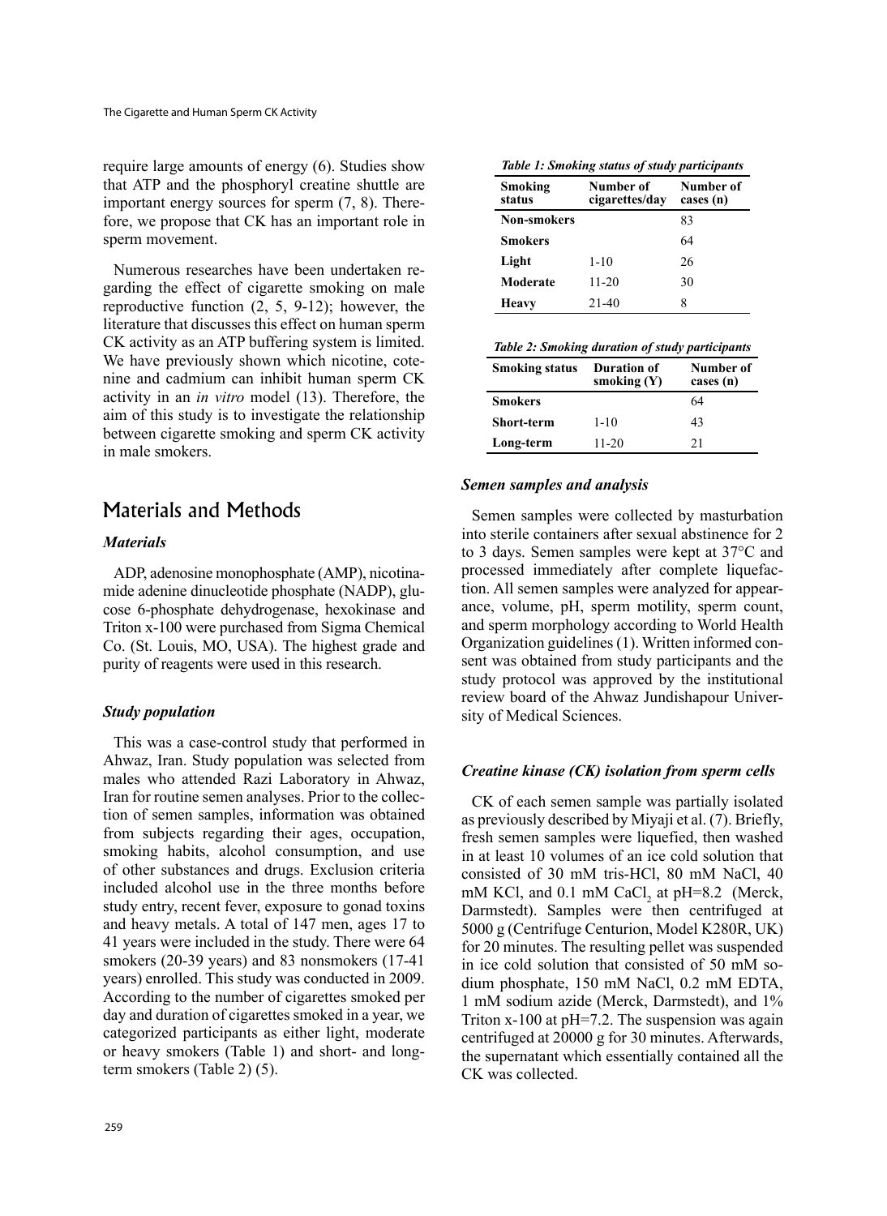require large amounts of energy (6). Studies show that ATP and the phosphoryl creatine shuttle are important energy sources for sperm (7, 8). Therefore, we propose that CK has an important role in sperm movement.

Numerous researches have been undertaken regarding the effect of cigarette smoking on male reproductive function (2, 5, 9-12); however, the literature that discusses this effect on human sperm CK activity as an ATP buffering system is limited. We have previously shown which nicotine, cotenine and cadmium can inhibit human sperm CK activity in an *in vitro* model (13). Therefore, the aim of this study is to investigate the relationship between cigarette smoking and sperm CK activity in male smokers.

## Materials and Methods

### *Materials*

ADP, adenosine monophosphate (AMP), nicotinamide adenine dinucleotide phosphate (NADP), glucose 6-phosphate dehydrogenase, hexokinase and Triton x-100 were purchased from Sigma Chemical Co. (St. Louis, MO, USA). The highest grade and purity of reagents were used in this research.

### *Study population*

This was a case-control study that performed in Ahwaz, Iran. Study population was selected from males who attended Razi Laboratory in Ahwaz, Iran for routine semen analyses. Prior to the collection of semen samples, information was obtained from subjects regarding their ages, occupation, smoking habits, alcohol consumption, and use of other substances and drugs. Exclusion criteria included alcohol use in the three months before study entry, recent fever, exposure to gonad toxins and heavy metals. A total of 147 men, ages 17 to 41 years were included in the study. There were 64 smokers (20-39 years) and 83 nonsmokers (17-41 years) enrolled. This study was conducted in 2009. According to the number of cigarettes smoked per day and duration of cigarettes smoked in a year, we categorized participants as either light, moderate or heavy smokers (Table 1) and short- and long-term smokers (Table 2) (5).

***Table 1: Smoking status of study participants***

| Smoking status | Number of cigarettes/day | Number of cases (n) |
|---|---|---|
| **Non-smokers** | | 83 |
| **Smokers** | | 64 |
| **Light** | 1-10 | 26 |
| **Moderate** | 11-20 | 30 |
| **Heavy** | 21-40 | 8 |

***Table 2: Smoking duration of study participants***

| Smoking status | Duration of smoking (Y) | Number of cases (n) |
|---|---|---|
| **Smokers** | | 64 |
| **Short-term** | 1-10 | 43 |
| **Long-term** | 11-20 | 21 |

### *Semen samples and analysis*

Semen samples were collected by masturbation into sterile containers after sexual abstinence for 2 to 3 days. Semen samples were kept at 37°C and processed immediately after complete liquefaction. All semen samples were analyzed for appearance, volume, pH, sperm motility, sperm count, and sperm morphology according to World Health Organization guidelines (1). Written informed consent was obtained from study participants and the study protocol was approved by the institutional review board of the Ahwaz Jundishapour University of Medical Sciences.

### *Creatine kinase (CK) isolation from sperm cells*

CK of each semen sample was partially isolated as previously described by Miyaji et al. (7). Briefly, fresh semen samples were liquefied, then washed in at least 10 volumes of an ice cold solution that consisted of 30 mM tris-HCl, 80 mM NaCl, 40 mM KCl, and 0.1 mM $CaCl_2$ at pH=8.2 (Merck, Darmstedt). Samples were then centrifuged at 5000 g (Centrifuge Centurion, Model K280R, UK) for 20 minutes. The resulting pellet was suspended in ice cold solution that consisted of 50 mM sodium phosphate, 150 mM NaCl, 0.2 mM EDTA, 1 mM sodium azide (Merck, Darmstedt), and 1% Triton x-100 at pH=7.2. The suspension was again centrifuged at 20000 g for 30 minutes. Afterwards, the supernatant which essentially contained all the CK was collected.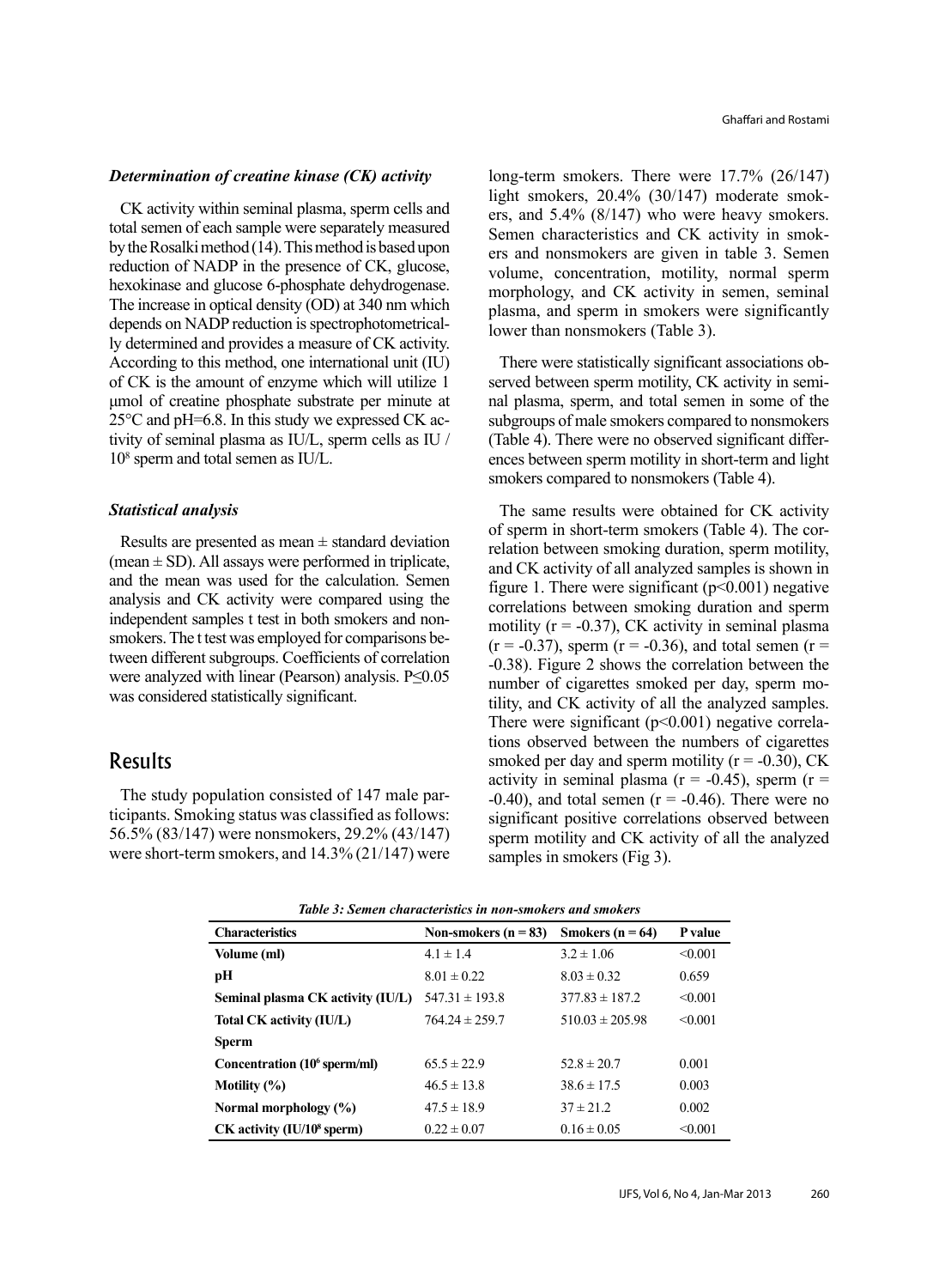### *Determination of creatine kinase (CK) activity*

CK activity within seminal plasma, sperm cells and total semen of each sample were separately measured by the Rosalki method (14). This method is based upon reduction of NADP in the presence of CK, glucose, hexokinase and glucose 6-phosphate dehydrogenase. The increase in optical density (OD) at 340 nm which depends on NADP reduction is spectrophotometrically determined and provides a measure of CK activity. According to this method, one international unit (IU) of CK is the amount of enzyme which will utilize 1 μmol of creatine phosphate substrate per minute at 25°C and pH=6.8. In this study we expressed CK activity of seminal plasma as IU/L, sperm cells as IU / $10^8$ sperm and total semen as IU/L.

### *Statistical analysis*

Results are presented as mean ± standard deviation (mean ± SD). All assays were performed in triplicate, and the mean was used for the calculation. Semen analysis and CK activity were compared using the independent samples t test in both smokers and nonsmokers. The t test was employed for comparisons between different subgroups. Coefficients of correlation were analyzed with linear (Pearson) analysis. $P \leq 0.05$ was considered statistically significant.

## Results

The study population consisted of 147 male participants. Smoking status was classified as follows: 56.5% (83/147) were nonsmokers, 29.2% (43/147) were short-term smokers, and 14.3% (21/147) were long-term smokers. There were 17.7% (26/147) light smokers, 20.4% (30/147) moderate smokers, and 5.4% (8/147) who were heavy smokers. Semen characteristics and CK activity in smokers and nonsmokers are given in table 3. Semen volume, concentration, motility, normal sperm morphology, and CK activity in semen, seminal plasma, and sperm in smokers were significantly lower than nonsmokers (Table 3).

There were statistically significant associations observed between sperm motility, CK activity in seminal plasma, sperm, and total semen in some of the subgroups of male smokers compared to nonsmokers (Table 4). There were no observed significant differences between sperm motility in short-term and light smokers compared to nonsmokers (Table 4).

The same results were obtained for CK activity of sperm in short-term smokers (Table 4). The correlation between smoking duration, sperm motility, and CK activity of all analyzed samples is shown in figure 1. There were significant ($p<0.001$) negative correlations between smoking duration and sperm motility ($r = -0.37$), CK activity in seminal plasma ($r = -0.37$), sperm ($r = -0.36$), and total semen ($r = -0.38$). Figure 2 shows the correlation between the number of cigarettes smoked per day, sperm motility, and CK activity of all the analyzed samples. There were significant ($p<0.001$) negative correlations observed between the numbers of cigarettes smoked per day and sperm motility ($r = -0.30$), CK activity in seminal plasma ($r = -0.45$), sperm ($r = -0.40$), and total semen ($r = -0.46$). There were no significant positive correlations observed between sperm motility and CK activity of all the analyzed samples in smokers (Fig 3).

*Table 3: Semen characteristics in non-smokers and smokers*

| Characteristics | Non-smokers (n = 83) | Smokers (n = 64) | P value |
|---|---|---|---|
| **Volume (ml)** | 4.1 ± 1.4 | 3.2 ± 1.06 | <0.001 |
| **pH** | 8.01 ± 0.22 | 8.03 ± 0.32 | 0.659 |
| **Seminal plasma CK activity (IU/L)** | 547.31 ± 193.8 | 377.83 ± 187.2 | <0.001 |
| **Total CK activity (IU/L)** | 764.24 ± 259.7 | 510.03 ± 205.98 | <0.001 |
| **Sperm** | | | |
| **Concentration ($10^6$ sperm/ml)** | 65.5 ± 22.9 | 52.8 ± 20.7 | 0.001 |
| **Motility (%)** | 46.5 ± 13.8 | 38.6 ± 17.5 | 0.003 |
| **Normal morphology (%)** | 47.5 ± 18.9 | 37 ± 21.2 | 0.002 |
| **CK activity (IU/$10^8$ sperm)** | 0.22 ± 0.07 | 0.16 ± 0.05 | <0.001 |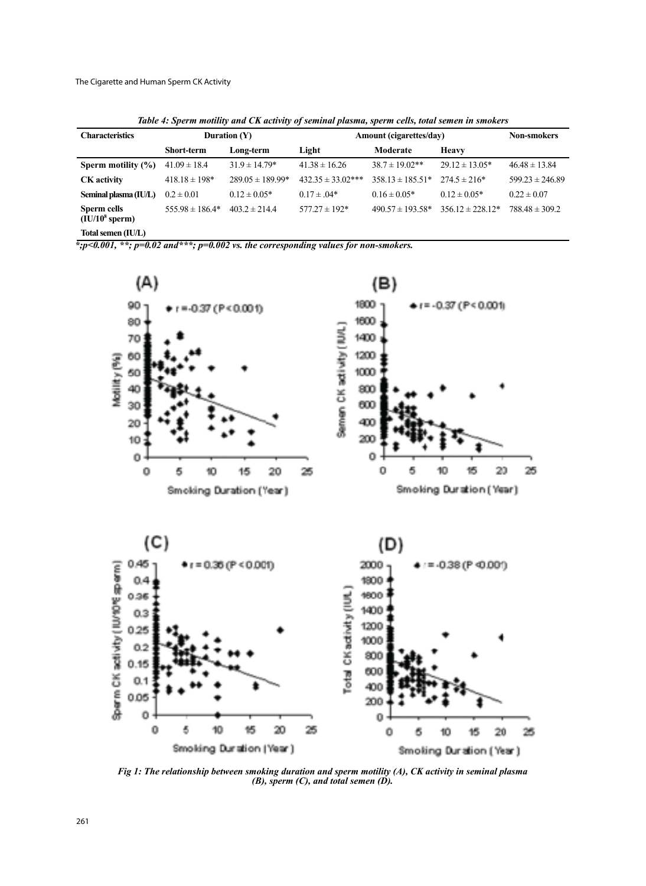*Table 4: Sperm motility and CK activity of seminal plasma, sperm cells, total semen in smokers*

| Characteristics | Duration (Y) | | Amount (cigarettes/day) | | | Non-smokers |
|---|---|---|---|---|---|---|
| | Short-term | Long-term | Light | Moderate | Heavy | |
| **Sperm motility (%)** | 41.09 ± 18.4 | 31.9 ± 14.79* | 41.38 ± 16.26 | 38.7 ± 19.02** | 29.12 ± 13.05* | 46.48 ± 13.84 |
| **CK activity** | 418.18 ± 198* | 289.05 ± 189.99* | 432.35 ± 33.02*** | 358.13 ± 185.51* | 274.5 ± 216* | 599.23 ± 246.89 |
| **Seminal plasma (IU/L)** | 0.2 ± 0.01 | 0.12 ± 0.05* | 0.17 ± .04* | 0.16 ± 0.05* | 0.12 ± 0.05* | 0.22 ± 0.07 |
| **Sperm cells ($IU/10^8$ sperm)** | 555.98 ± 186.4* | 403.2 ± 214.4 | 577.27 ± 192* | 490.57 ± 193.58* | 356.12 ± 228.12* | 788.48 ± 309.2 |
| **Total semen (IU/L)** | | | | | | |

*\*;p<0.001, \*\*; p=0.02 and\*\*\*; p=0.002 vs. the corresponding values for non-smokers.*

*Fig 1: The relationship between smoking duration and sperm motility (A), CK activity in seminal plasma (B), sperm (C), and total semen (D).*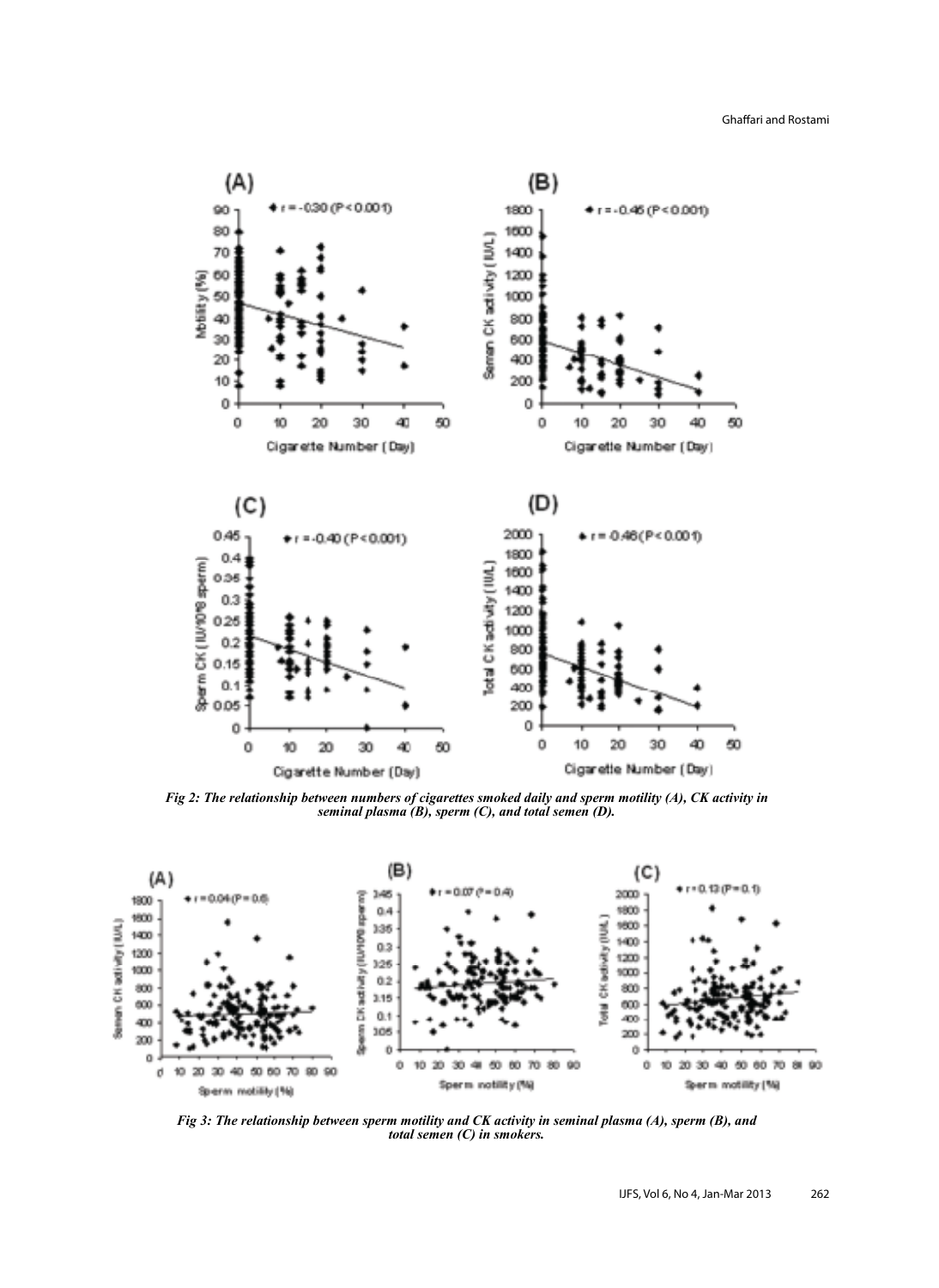*Fig 2: The relationship between numbers of cigarettes smoked daily and sperm motility (A), CK activity in seminal plasma (B), sperm (C), and total semen (D).*

*Fig 3: The relationship between sperm motility and CK activity in seminal plasma (A), sperm (B), and total semen (C) in smokers.*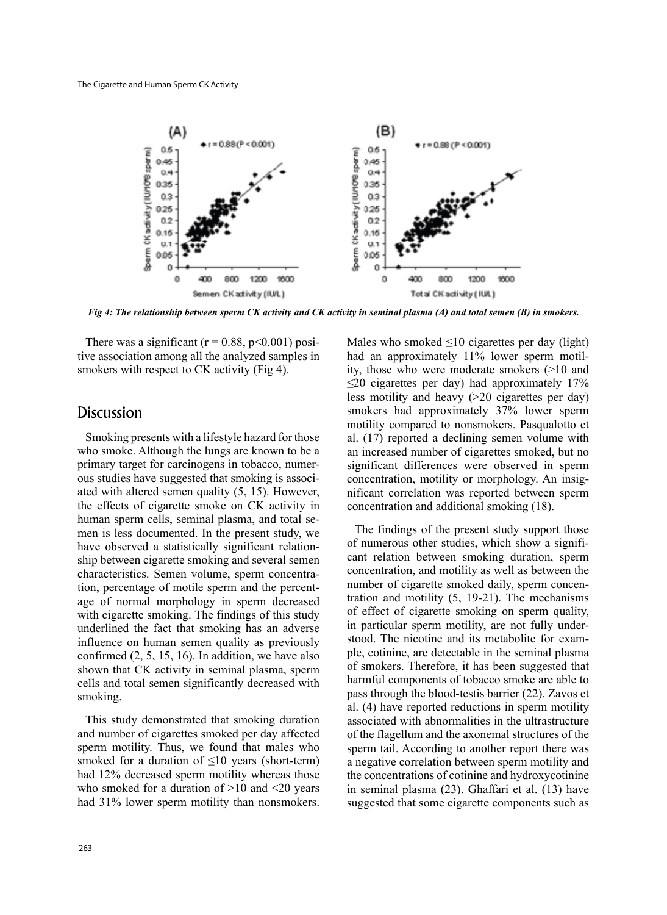*Fig 4: The relationship between sperm CK activity and CK activity in seminal plasma (A) and total semen (B) in smokers.*

There was a significant ($r = 0.88$, $p<0.001$) positive association among all the analyzed samples in smokers with respect to CK activity (Fig 4).

## Discussion

Smoking presents with a lifestyle hazard for those who smoke. Although the lungs are known to be a primary target for carcinogens in tobacco, numerous studies have suggested that smoking is associated with altered semen quality (5, 15). However, the effects of cigarette smoke on CK activity in human sperm cells, seminal plasma, and total semen is less documented. In the present study, we have observed a statistically significant relationship between cigarette smoking and several semen characteristics. Semen volume, sperm concentration, percentage of motile sperm and the percentage of normal morphology in sperm decreased with cigarette smoking. The findings of this study underlined the fact that smoking has an adverse influence on human semen quality as previously confirmed (2, 5, 15, 16). In addition, we have also shown that CK activity in seminal plasma, sperm cells and total semen significantly decreased with smoking.

This study demonstrated that smoking duration and number of cigarettes smoked per day affected sperm motility. Thus, we found that males who smoked for a duration of ≤10 years (short-term) had 12% decreased sperm motility whereas those who smoked for a duration of >10 and <20 years had 31% lower sperm motility than nonsmokers. Males who smoked ≤10 cigarettes per day (light) had an approximately 11% lower sperm motility, those who were moderate smokers (>10 and ≤20 cigarettes per day) had approximately 17% less motility and heavy (>20 cigarettes per day) smokers had approximately 37% lower sperm motility compared to nonsmokers. Pasqualotto et al. (17) reported a declining semen volume with an increased number of cigarettes smoked, but no significant differences were observed in sperm concentration, motility or morphology. An insignificant correlation was reported between sperm concentration and additional smoking (18).

The findings of the present study support those of numerous other studies, which show a significant relation between smoking duration, sperm concentration, and motility as well as between the number of cigarette smoked daily, sperm concentration and motility (5, 19-21). The mechanisms of effect of cigarette smoking on sperm quality, in particular sperm motility, are not fully understood. The nicotine and its metabolite for example, cotinine, are detectable in the seminal plasma of smokers. Therefore, it has been suggested that harmful components of tobacco smoke are able to pass through the blood-testis barrier (22). Zavos et al. (4) have reported reductions in sperm motility associated with abnormalities in the ultrastructure of the flagellum and the axonemal structures of the sperm tail. According to another report there was a negative correlation between sperm motility and the concentrations of cotinine and hydroxycotinine in seminal plasma (23). Ghaffari et al. (13) have suggested that some cigarette components such as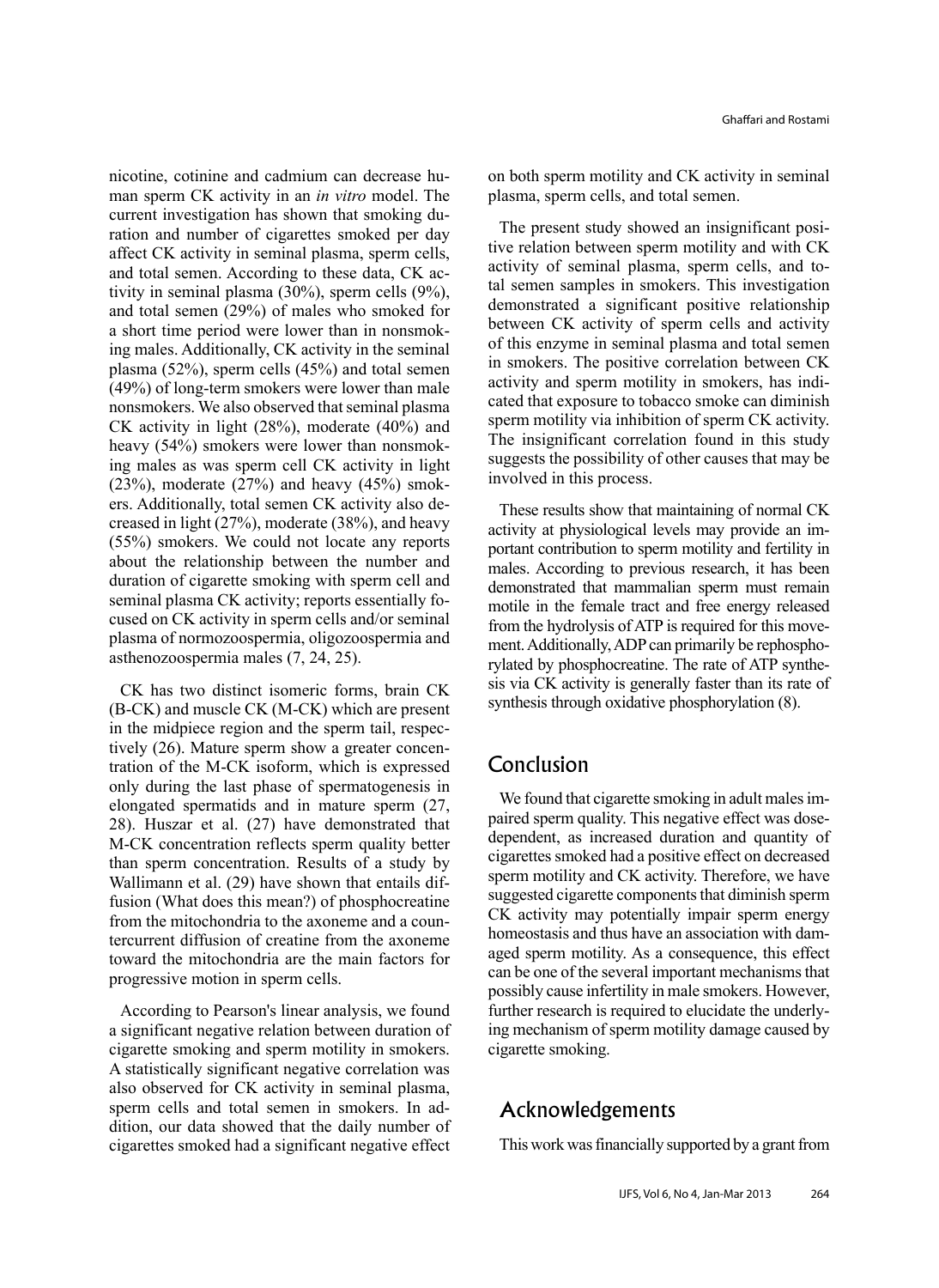nicotine, cotinine and cadmium can decrease human sperm CK activity in an *in vitro* model. The current investigation has shown that smoking duration and number of cigarettes smoked per day affect CK activity in seminal plasma, sperm cells, and total semen. According to these data, CK activity in seminal plasma (30%), sperm cells (9%), and total semen (29%) of males who smoked for a short time period were lower than in nonsmoking males. Additionally, CK activity in the seminal plasma (52%), sperm cells (45%) and total semen (49%) of long-term smokers were lower than male nonsmokers. We also observed that seminal plasma CK activity in light (28%), moderate (40%) and heavy (54%) smokers were lower than nonsmoking males as was sperm cell CK activity in light (23%), moderate (27%) and heavy (45%) smokers. Additionally, total semen CK activity also decreased in light (27%), moderate (38%), and heavy (55%) smokers. We could not locate any reports about the relationship between the number and duration of cigarette smoking with sperm cell and seminal plasma CK activity; reports essentially focused on CK activity in sperm cells and/or seminal plasma of normozoospermia, oligozoospermia and asthenozoospermia males (7, 24, 25).

CK has two distinct isomeric forms, brain CK (B-CK) and muscle CK (M-CK) which are present in the midpiece region and the sperm tail, respectively (26). Mature sperm show a greater concentration of the M-CK isoform, which is expressed only during the last phase of spermatogenesis in elongated spermatids and in mature sperm (27, 28). Huszar et al. (27) have demonstrated that M-CK concentration reflects sperm quality better than sperm concentration. Results of a study by Wallimann et al. (29) have shown that entails diffusion (What does this mean?) of phosphocreatine from the mitochondria to the axoneme and a countercurrent diffusion of creatine from the axoneme toward the mitochondria are the main factors for progressive motion in sperm cells.

According to Pearson's linear analysis, we found a significant negative relation between duration of cigarette smoking and sperm motility in smokers. A statistically significant negative correlation was also observed for CK activity in seminal plasma, sperm cells and total semen in smokers. In addition, our data showed that the daily number of cigarettes smoked had a significant negative effect on both sperm motility and CK activity in seminal plasma, sperm cells, and total semen.

The present study showed an insignificant positive relation between sperm motility and with CK activity of seminal plasma, sperm cells, and total semen samples in smokers. This investigation demonstrated a significant positive relationship between CK activity of sperm cells and activity of this enzyme in seminal plasma and total semen in smokers. The positive correlation between CK activity and sperm motility in smokers, has indicated that exposure to tobacco smoke can diminish sperm motility via inhibition of sperm CK activity. The insignificant correlation found in this study suggests the possibility of other causes that may be involved in this process.

These results show that maintaining of normal CK activity at physiological levels may provide an important contribution to sperm motility and fertility in males. According to previous research, it has been demonstrated that mammalian sperm must remain motile in the female tract and free energy released from the hydrolysis of ATP is required for this movement. Additionally, ADP can primarily be rephosphorylated by phosphocreatine. The rate of ATP synthesis via CK activity is generally faster than its rate of synthesis through oxidative phosphorylation (8).

## Conclusion

We found that cigarette smoking in adult males impaired sperm quality. This negative effect was dose-dependent, as increased duration and quantity of cigarettes smoked had a positive effect on decreased sperm motility and CK activity. Therefore, we have suggested cigarette components that diminish sperm CK activity may potentially impair sperm energy homeostasis and thus have an association with damaged sperm motility. As a consequence, this effect can be one of the several important mechanisms that possibly cause infertility in male smokers. However, further research is required to elucidate the underlying mechanism of sperm motility damage caused by cigarette smoking.

## Acknowledgements

This work was financially supported by a grant from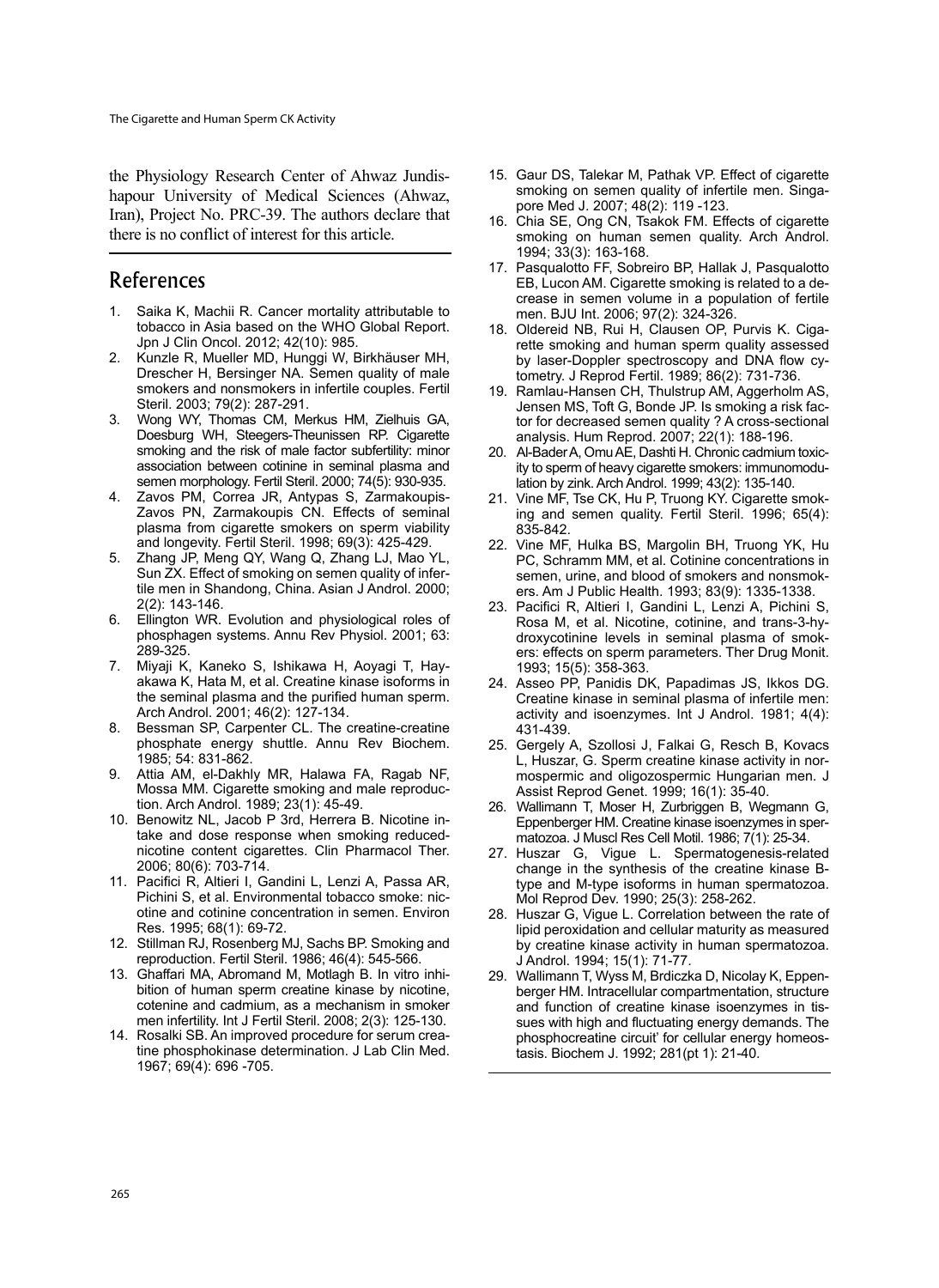the Physiology Research Center of Ahwaz Jundishapour University of Medical Sciences (Ahwaz, Iran), Project No. PRC-39. The authors declare that there is no conflict of interest for this article.

## References

1. Saika K, Machii R. Cancer mortality attributable to tobacco in Asia based on the WHO Global Report. Jpn J Clin Oncol. 2012; 42(10): 985.
2. Kunzle R, Mueller MD, Hunggi W, Birkhäuser MH, Drescher H, Bersinger NA. Semen quality of male smokers and nonsmokers in infertile couples. Fertil Steril. 2003; 79(2): 287-291.
3. Wong WY, Thomas CM, Merkus HM, Zielhuis GA, Doesburg WH, Steegers-Theunissen RP. Cigarette smoking and the risk of male factor subfertility: minor association between cotinine in seminal plasma and semen morphology. Fertil Steril. 2000; 74(5): 930-935.
4. Zavos PM, Correa JR, Antypas S, Zarmakoupis-Zavos PN, Zarmakoupis CN. Effects of seminal plasma from cigarette smokers on sperm viability and longevity. Fertil Steril. 1998; 69(3): 425-429.
5. Zhang JP, Meng QY, Wang Q, Zhang LJ, Mao YL, Sun ZX. Effect of smoking on semen quality of infertile men in Shandong, China. Asian J Androl. 2000; 2(2): 143-146.
6. Ellington WR. Evolution and physiological roles of phosphagen systems. Annu Rev Physiol. 2001; 63: 289-325.
7. Miyaji K, Kaneko S, Ishikawa H, Aoyagi T, Hayakawa K, Hata M, et al. Creatine kinase isoforms in the seminal plasma and the purified human sperm. Arch Androl. 2001; 46(2): 127-134.
8. Bessman SP, Carpenter CL. The creatine-creatine phosphate energy shuttle. Annu Rev Biochem. 1985; 54: 831-862.
9. Attia AM, el-Dakhly MR, Halawa FA, Ragab NF, Mossa MM. Cigarette smoking and male reproduction. Arch Androl. 1989; 23(1): 45-49.
10. Benowitz NL, Jacob P 3rd, Herrera B. Nicotine intake and dose response when smoking reduced-nicotine content cigarettes. Clin Pharmacol Ther. 2006; 80(6): 703-714.
11. Pacifici R, Altieri I, Gandini L, Lenzi A, Passa AR, Pichini S, et al. Environmental tobacco smoke: nicotine and cotinine concentration in semen. Environ Res. 1995; 68(1): 69-72.
12. Stillman RJ, Rosenberg MJ, Sachs BP. Smoking and reproduction. Fertil Steril. 1986; 46(4): 545-566.
13. Ghaffari MA, Abromand M, Motlagh B. In vitro inhibition of human sperm creatine kinase by nicotine, cotenine and cadmium, as a mechanism in smoker men infertility. Int J Fertil Steril. 2008; 2(3): 125-130.
14. Rosalki SB. An improved procedure for serum creatine phosphokinase determination. J Lab Clin Med. 1967; 69(4): 696 -705.
15. Gaur DS, Talekar M, Pathak VP. Effect of cigarette smoking on semen quality of infertile men. Singapore Med J. 2007; 48(2): 119 -123.
16. Chia SE, Ong CN, Tsakok FM. Effects of cigarette smoking on human semen quality. Arch Androl. 1994; 33(3): 163-168.
17. Pasqualotto FF, Sobreiro BP, Hallak J, Pasqualotto EB, Lucon AM. Cigarette smoking is related to a decrease in semen volume in a population of fertile men. BJU Int. 2006; 97(2): 324-326.
18. Oldereid NB, Rui H, Clausen OP, Purvis K. Cigarette smoking and human sperm quality assessed by laser-Doppler spectroscopy and DNA flow cytometry. J Reprod Fertil. 1989; 86(2): 731-736.
19. Ramlau-Hansen CH, Thulstrup AM, Aggerholm AS, Jensen MS, Toft G, Bonde JP. Is smoking a risk factor for decreased semen quality ? A cross-sectional analysis. Hum Reprod. 2007; 22(1): 188-196.
20. Al-Bader A, Omu AE, Dashti H. Chronic cadmium toxicity to sperm of heavy cigarette smokers: immunomodulation by zink. Arch Androl. 1999; 43(2): 135-140.
21. Vine MF, Tse CK, Hu P, Truong KY. Cigarette smoking and semen quality. Fertil Steril. 1996; 65(4): 835-842.
22. Vine MF, Hulka BS, Margolin BH, Truong YK, Hu PC, Schramm MM, et al. Cotinine concentrations in semen, urine, and blood of smokers and nonsmokers. Am J Public Health. 1993; 83(9): 1335-1338.
23. Pacifici R, Altieri I, Gandini L, Lenzi A, Pichini S, Rosa M, et al. Nicotine, cotinine, and trans-3-hydroxycotinine levels in seminal plasma of smokers: effects on sperm parameters. Ther Drug Monit. 1993; 15(5): 358-363.
24. Asseo PP, Panidis DK, Papadimas JS, Ikkos DG. Creatine kinase in seminal plasma of infertile men: activity and isoenzymes. Int J Androl. 1981; 4(4): 431-439.
25. Gergely A, Szollosi J, Falkai G, Resch B, Kovacs L, Huszar, G. Sperm creatine kinase activity in normospermic and oligozospermic Hungarian men. J Assist Reprod Genet. 1999; 16(1): 35-40.
26. Wallimann T, Moser H, Zurbriggen B, Wegmann G, Eppenberger HM. Creatine kinase isoenzymes in spermatozoa. J Muscl Res Cell Motil. 1986; 7(1): 25-34.
27. Huszar G, Vigue L. Spermatogenesis-related change in the synthesis of the creatine kinase B-type and M-type isoforms in human spermatozoa. Mol Reprod Dev. 1990; 25(3): 258-262.
28. Huszar G, Vigue L. Correlation between the rate of lipid peroxidation and cellular maturity as measured by creatine kinase activity in human spermatozoa. J Androl. 1994; 15(1): 71-77.
29. Wallimann T, Wyss M, Brdiczka D, Nicolay K, Eppenberger HM. Intracellular compartmentation, structure and function of creatine kinase isoenzymes in tissues with high and fluctuating energy demands. The phosphocreatine circuit' for cellular energy homeostasis. Biochem J. 1992; 281(pt 1): 21-40.